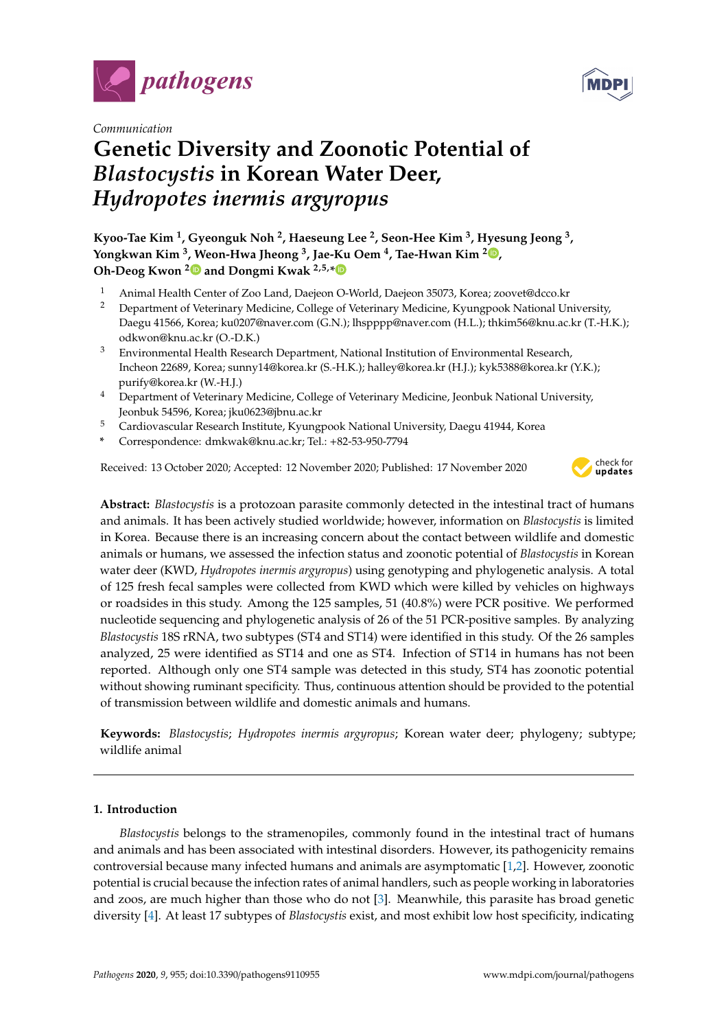Communication

# Genetic Diversity and Zoonotic Potential of *Blastocystis* in Korean Water Deer, *Hydropotes inermis argyropus*

**Kyoo-Tae Kim [1], Gyeonguk Noh [2], Haeseung Lee [2], Seon-Hee Kim [3], Hyesung Jeong [3], Yongkwan Kim [3], Weon-Hwa Jheong [3], Jae-Ku Oem [4], Tae-Hwan Kim [2], Oh-Deog Kwon [2] and Dongmi Kwak [2,5,*]**

1. Animal Health Center of Zoo Land, Daejeon O-World, Daejeon 35073, Korea; zoovet@dcco.kr
2. Department of Veterinary Medicine, College of Veterinary Medicine, Kyungpook National University, Daegu 41566, Korea; ku0207@naver.com (G.N.); lhspppp@naver.com (H.L.); thkim56@knu.ac.kr (T.-H.K.); odkwon@knu.ac.kr (O.-D.K.)
3. Environmental Health Research Department, National Institution of Environmental Research, Incheon 22689, Korea; sunny14@korea.kr (S.-H.K.); halley@korea.kr (H.J.); kyk5388@korea.kr (Y.K.); purify@korea.kr (W.-H.J.)
4. Department of Veterinary Medicine, College of Veterinary Medicine, Jeonbuk National University, Jeonbuk 54596, Korea; jku0623@jbnu.ac.kr
5. Cardiovascular Research Institute, Kyungpook National University, Daegu 41944, Korea

\* Correspondence: dmkwak@knu.ac.kr; Tel.: +82-53-950-7794

Received: 13 October 2020; Accepted: 12 November 2020; Published: 17 November 2020

**Abstract:** *Blastocystis* is a protozoan parasite commonly detected in the intestinal tract of humans and animals. It has been actively studied worldwide; however, information on *Blastocystis* is limited in Korea. Because there is an increasing concern about the contact between wildlife and domestic animals or humans, we assessed the infection status and zoonotic potential of *Blastocystis* in Korean water deer (KWD, *Hydropotes inermis argyropus*) using genotyping and phylogenetic analysis. A total of 125 fresh fecal samples were collected from KWD which were killed by vehicles on highways or roadsides in this study. Among the 125 samples, 51 (40.8%) were PCR positive. We performed nucleotide sequencing and phylogenetic analysis of 26 of the 51 PCR-positive samples. By analyzing *Blastocystis* 18S rRNA, two subtypes (ST4 and ST14) were identified in this study. Of the 26 samples analyzed, 25 were identified as ST14 and one as ST4. Infection of ST14 in humans has not been reported. Although only one ST4 sample was detected in this study, ST4 has zoonotic potential without showing ruminant specificity. Thus, continuous attention should be provided to the potential of transmission between wildlife and domestic animals and humans.

**Keywords:** *Blastocystis*; *Hydropotes inermis argyropus*; Korean water deer; phylogeny; subtype; wildlife animal

## 1. Introduction

*Blastocystis* belongs to the stramenopiles, commonly found in the intestinal tract of humans and animals and has been associated with intestinal disorders. However, its pathogenicity remains controversial because many infected humans and animals are asymptomatic [1,2]. However, zoonotic potential is crucial because the infection rates of animal handlers, such as people working in laboratories and zoos, are much higher than those who do not [3]. Meanwhile, this parasite has broad genetic diversity [4]. At least 17 subtypes of *Blastocystis* exist, and most exhibit low host specificity, indicating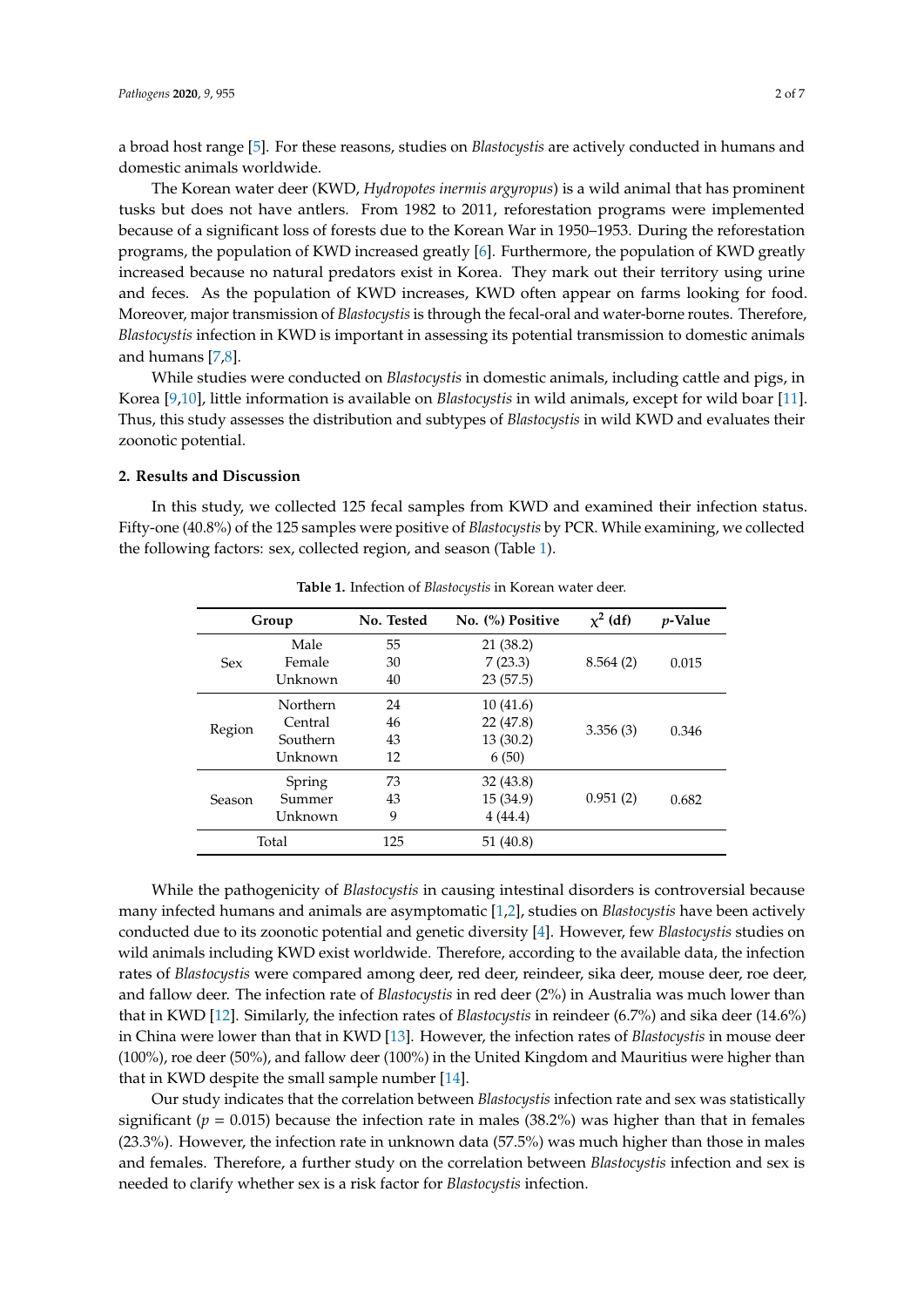a broad host range [5]. For these reasons, studies on *Blastocystis* are actively conducted in humans and domestic animals worldwide.

The Korean water deer (KWD, *Hydropotes inermis argyropus*) is a wild animal that has prominent tusks but does not have antlers. From 1982 to 2011, reforestation programs were implemented because of a significant loss of forests due to the Korean War in 1950–1953. During the reforestation programs, the population of KWD increased greatly [6]. Furthermore, the population of KWD greatly increased because no natural predators exist in Korea. They mark out their territory using urine and feces. As the population of KWD increases, KWD often appear on farms looking for food. Moreover, major transmission of *Blastocystis* is through the fecal-oral and water-borne routes. Therefore, *Blastocystis* infection in KWD is important in assessing its potential transmission to domestic animals and humans [7,8].

While studies were conducted on *Blastocystis* in domestic animals, including cattle and pigs, in Korea [9,10], little information is available on *Blastocystis* in wild animals, except for wild boar [11]. Thus, this study assesses the distribution and subtypes of *Blastocystis* in wild KWD and evaluates their zoonotic potential.

## 2. Results and Discussion

In this study, we collected 125 fecal samples from KWD and examined their infection status. Fifty-one (40.8%) of the 125 samples were positive of *Blastocystis* by PCR. While examining, we collected the following factors: sex, collected region, and season (Table 1).

**Table 1.** Infection of *Blastocystis* in Korean water deer.

| Group | | No. Tested | No. (%) Positive | $\chi^2$ (df) | *p*-Value |
|---|---|---|---|---|---|
| Sex | Male | 55 | 21 (38.2) | 8.564 (2) | 0.015 |
| | Female | 30 | 7 (23.3) | | |
| | Unknown | 40 | 23 (57.5) | | |
| Region | Northern | 24 | 10 (41.6) | 3.356 (3) | 0.346 |
| | Central | 46 | 22 (47.8) | | |
| | Southern | 43 | 13 (30.2) | | |
| | Unknown | 12 | 6 (50) | | |
| Season | Spring | 73 | 32 (43.8) | 0.951 (2) | 0.682 |
| | Summer | 43 | 15 (34.9) | | |
| | Unknown | 9 | 4 (44.4) | | |
| Total | | 125 | 51 (40.8) | | |

While the pathogenicity of *Blastocystis* in causing intestinal disorders is controversial because many infected humans and animals are asymptomatic [1,2], studies on *Blastocystis* have been actively conducted due to its zoonotic potential and genetic diversity [4]. However, few *Blastocystis* studies on wild animals including KWD exist worldwide. Therefore, according to the available data, the infection rates of *Blastocystis* were compared among deer, red deer, reindeer, sika deer, mouse deer, roe deer, and fallow deer. The infection rate of *Blastocystis* in red deer (2%) in Australia was much lower than that in KWD [12]. Similarly, the infection rates of *Blastocystis* in reindeer (6.7%) and sika deer (14.6%) in China were lower than that in KWD [13]. However, the infection rates of *Blastocystis* in mouse deer (100%), roe deer (50%), and fallow deer (100%) in the United Kingdom and Mauritius were higher than that in KWD despite the small sample number [14].

Our study indicates that the correlation between *Blastocystis* infection rate and sex was statistically significant ($p = 0.015$) because the infection rate in males (38.2%) was higher than that in females (23.3%). However, the infection rate in unknown data (57.5%) was much higher than those in males and females. Therefore, a further study on the correlation between *Blastocystis* infection and sex is needed to clarify whether sex is a risk factor for *Blastocystis* infection.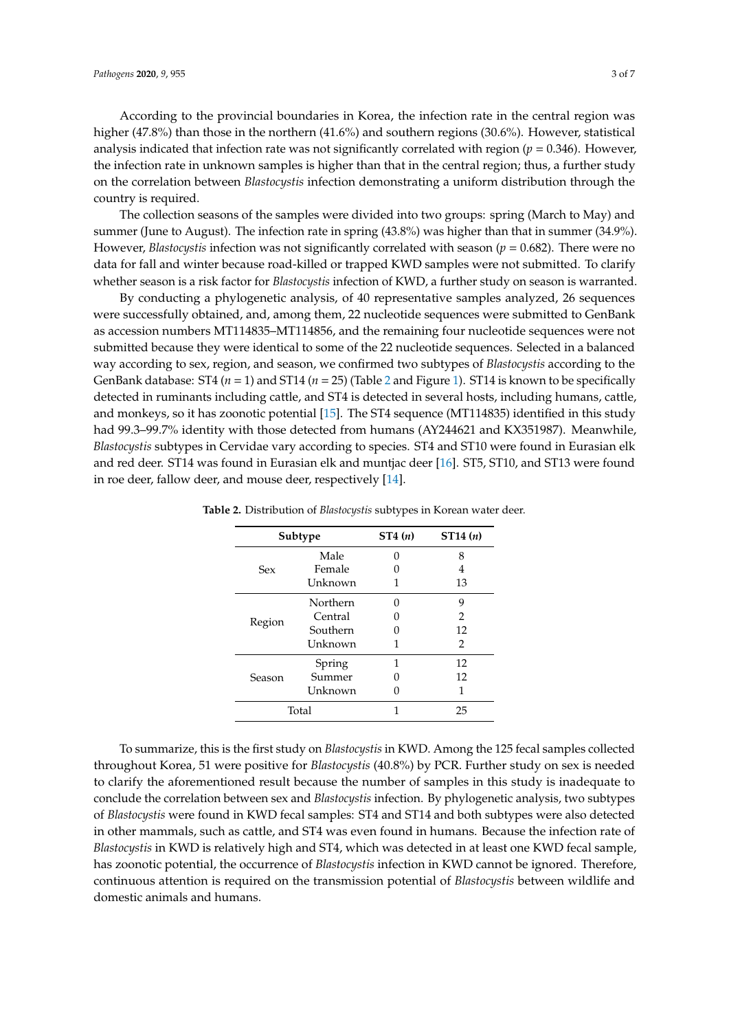According to the provincial boundaries in Korea, the infection rate in the central region was higher (47.8%) than those in the northern (41.6%) and southern regions (30.6%). However, statistical analysis indicated that infection rate was not significantly correlated with region ($p = 0.346$). However, the infection rate in unknown samples is higher than that in the central region; thus, a further study on the correlation between *Blastocystis* infection demonstrating a uniform distribution through the country is required.

The collection seasons of the samples were divided into two groups: spring (March to May) and summer (June to August). The infection rate in spring (43.8%) was higher than that in summer (34.9%). However, *Blastocystis* infection was not significantly correlated with season ($p = 0.682$). There were no data for fall and winter because road-killed or trapped KWD samples were not submitted. To clarify whether season is a risk factor for *Blastocystis* infection of KWD, a further study on season is warranted.

By conducting a phylogenetic analysis, of 40 representative samples analyzed, 26 sequences were successfully obtained, and, among them, 22 nucleotide sequences were submitted to GenBank as accession numbers MT114835–MT114856, and the remaining four nucleotide sequences were not submitted because they were identical to some of the 22 nucleotide sequences. Selected in a balanced way according to sex, region, and season, we confirmed two subtypes of *Blastocystis* according to the GenBank database: ST4 ($n = 1$) and ST14 ($n = 25$) (Table 2 and Figure 1). ST14 is known to be specifically detected in ruminants including cattle, and ST4 is detected in several hosts, including humans, cattle, and monkeys, so it has zoonotic potential [15]. The ST4 sequence (MT114835) identified in this study had 99.3–99.7% identity with those detected from humans (AY244621 and KX351987). Meanwhile, *Blastocystis* subtypes in Cervidae vary according to species. ST4 and ST10 were found in Eurasian elk and red deer. ST14 was found in Eurasian elk and muntjac deer [16]. ST5, ST10, and ST13 were found in roe deer, fallow deer, and mouse deer, respectively [14].

**Table 2.** Distribution of *Blastocystis* subtypes in Korean water deer.

| Subtype | | ST4 (*n*) | ST14 (*n*) |
|---|---|---|---|
| Sex | Male | 0 | 8 |
| | Female | 0 | 4 |
| | Unknown | 1 | 13 |
| Region | Northern | 0 | 9 |
| | Central | 0 | 2 |
| | Southern | 0 | 12 |
| | Unknown | 1 | 2 |
| Season | Spring | 1 | 12 |
| | Summer | 0 | 12 |
| | Unknown | 0 | 1 |
| Total | | 1 | 25 |

To summarize, this is the first study on *Blastocystis* in KWD. Among the 125 fecal samples collected throughout Korea, 51 were positive for *Blastocystis* (40.8%) by PCR. Further study on sex is needed to clarify the aforementioned result because the number of samples in this study is inadequate to conclude the correlation between sex and *Blastocystis* infection. By phylogenetic analysis, two subtypes of *Blastocystis* were found in KWD fecal samples: ST4 and ST14 and both subtypes were also detected in other mammals, such as cattle, and ST4 was even found in humans. Because the infection rate of *Blastocystis* in KWD is relatively high and ST4, which was detected in at least one KWD fecal sample, has zoonotic potential, the occurrence of *Blastocystis* infection in KWD cannot be ignored. Therefore, continuous attention is required on the transmission potential of *Blastocystis* between wildlife and domestic animals and humans.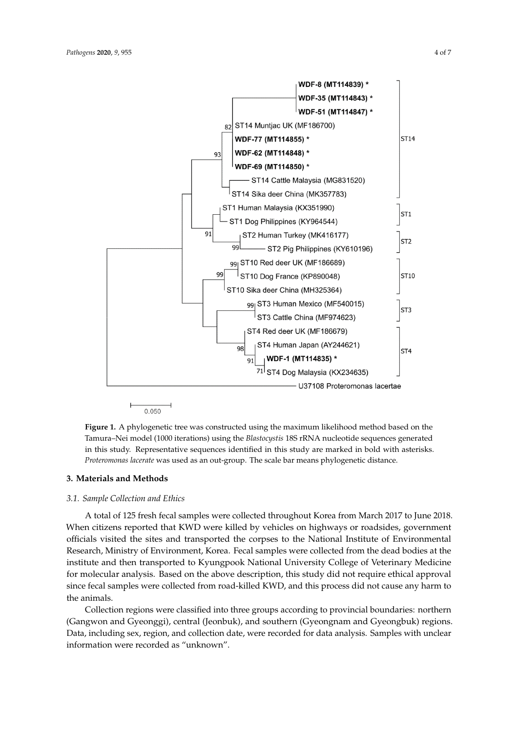**Figure 1.** A phylogenetic tree was constructed using the maximum likelihood method based on the Tamura–Nei model (1000 iterations) using the *Blastocystis* 18S rRNA nucleotide sequences generated in this study. Representative sequences identified in this study are marked in bold with asterisks. *Proteromonas lacerate* was used as an out-group. The scale bar means phylogenetic distance.

## 3. Materials and Methods

### 3.1. Sample Collection and Ethics

A total of 125 fresh fecal samples were collected throughout Korea from March 2017 to June 2018. When citizens reported that KWD were killed by vehicles on highways or roadsides, government officials visited the sites and transported the corpses to the National Institute of Environmental Research, Ministry of Environment, Korea. Fecal samples were collected from the dead bodies at the institute and then transported to Kyungpook National University College of Veterinary Medicine for molecular analysis. Based on the above description, this study did not require ethical approval since fecal samples were collected from road-killed KWD, and this process did not cause any harm to the animals.

Collection regions were classified into three groups according to provincial boundaries: northern (Gangwon and Gyeonggi), central (Jeonbuk), and southern (Gyeongnam and Gyeongbuk) regions. Data, including sex, region, and collection date, were recorded for data analysis. Samples with unclear information were recorded as "unknown".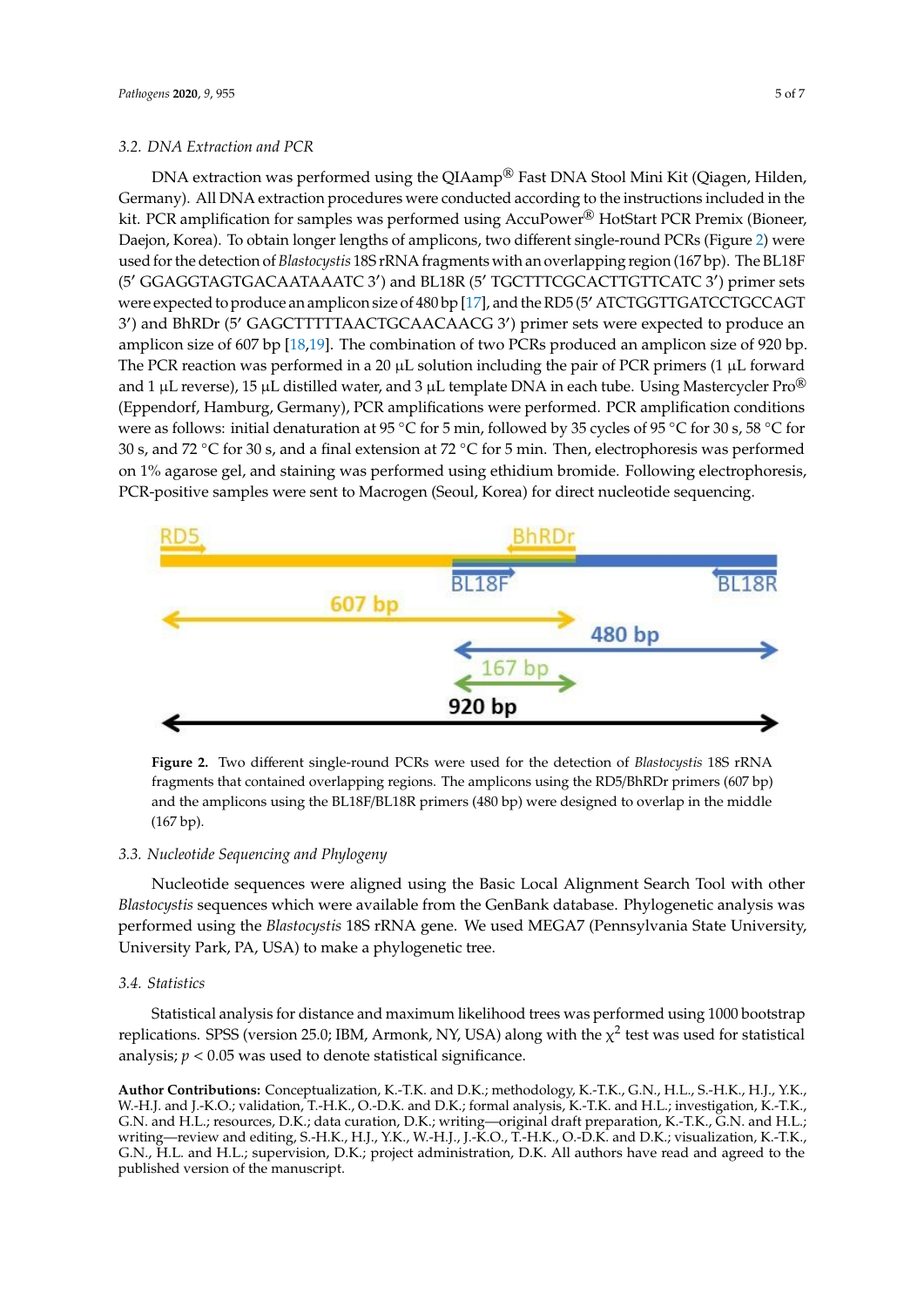### 3.2. DNA Extraction and PCR

DNA extraction was performed using the QIAamp® Fast DNA Stool Mini Kit (Qiagen, Hilden, Germany). All DNA extraction procedures were conducted according to the instructions included in the kit. PCR amplification for samples was performed using AccuPower® HotStart PCR Premix (Bioneer, Daejon, Korea). To obtain longer lengths of amplicons, two different single-round PCRs (Figure 2) were used for the detection of *Blastocystis* 18S rRNA fragments with an overlapping region (167 bp). The BL18F (5′ GGAGGTAGTGACAATAAATC 3′) and BL18R (5′ TGCTTTCGCACTTGTTCATC 3′) primer sets were expected to produce an amplicon size of 480 bp [17], and the RD5 (5′ ATCTGGTTGATCCTGCCAGT 3′) and BhRDr (5′ GAGCTTTTTAACTGCAACAACG 3′) primer sets were expected to produce an amplicon size of 607 bp [18,19]. The combination of two PCRs produced an amplicon size of 920 bp. The PCR reaction was performed in a 20 μL solution including the pair of PCR primers (1 μL forward and 1 μL reverse), 15 μL distilled water, and 3 μL template DNA in each tube. Using Mastercycler Pro® (Eppendorf, Hamburg, Germany), PCR amplifications were performed. PCR amplification conditions were as follows: initial denaturation at 95 °C for 5 min, followed by 35 cycles of 95 °C for 30 s, 58 °C for 30 s, and 72 °C for 30 s, and a final extension at 72 °C for 5 min. Then, electrophoresis was performed on 1% agarose gel, and staining was performed using ethidium bromide. Following electrophoresis, PCR-positive samples were sent to Macrogen (Seoul, Korea) for direct nucleotide sequencing.

**Figure 2.** Two different single-round PCRs were used for the detection of *Blastocystis* 18S rRNA fragments that contained overlapping regions. The amplicons using the RD5/BhRDr primers (607 bp) and the amplicons using the BL18F/BL18R primers (480 bp) were designed to overlap in the middle (167 bp).

### 3.3. Nucleotide Sequencing and Phylogeny

Nucleotide sequences were aligned using the Basic Local Alignment Search Tool with other *Blastocystis* sequences which were available from the GenBank database. Phylogenetic analysis was performed using the *Blastocystis* 18S rRNA gene. We used MEGA7 (Pennsylvania State University, University Park, PA, USA) to make a phylogenetic tree.

### 3.4. Statistics

Statistical analysis for distance and maximum likelihood trees was performed using 1000 bootstrap replications. SPSS (version 25.0; IBM, Armonk, NY, USA) along with the $\chi^2$ test was used for statistical analysis; $p < 0.05$ was used to denote statistical significance.

**Author Contributions:** Conceptualization, K.-T.K. and D.K.; methodology, K.-T.K., G.N., H.L., S.-H.K., H.J., Y.K., W.-H.J. and J.-K.O.; validation, T.-H.K., O.-D.K. and D.K.; formal analysis, K.-T.K. and H.L.; investigation, K.-T.K., G.N. and H.L.; resources, D.K.; data curation, D.K.; writing—original draft preparation, K.-T.K., G.N. and H.L.; writing—review and editing, S.-H.K., H.J., Y.K., W.-H.J., J.-K.O., T.-H.K., O.-D.K. and D.K.; visualization, K.-T.K., G.N., H.L. and H.L.; supervision, D.K.; project administration, D.K. All authors have read and agreed to the published version of the manuscript.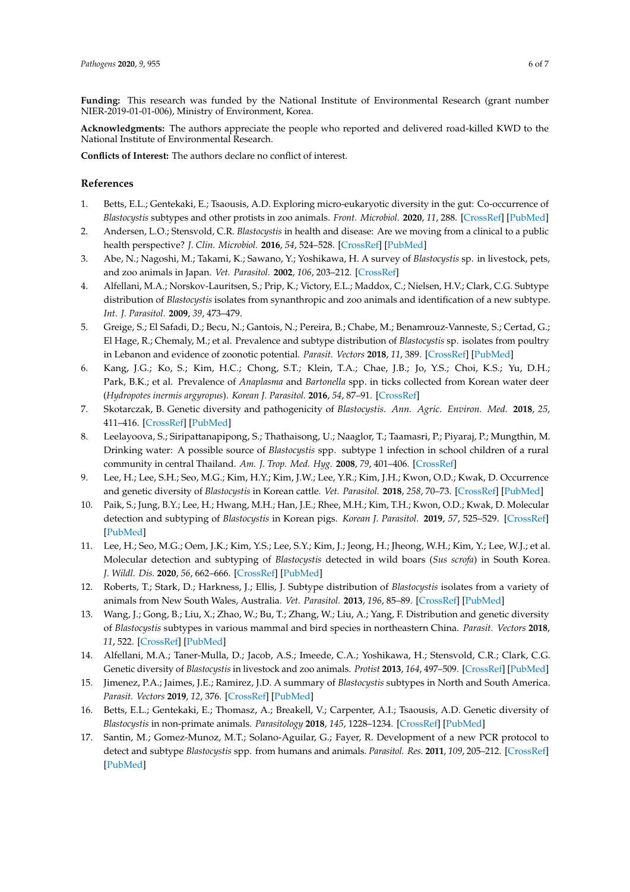**Funding:** This research was funded by the National Institute of Environmental Research (grant number NIER-2019-01-01-006), Ministry of Environment, Korea.

**Acknowledgments:** The authors appreciate the people who reported and delivered road-killed KWD to the National Institute of Environmental Research.

**Conflicts of Interest:** The authors declare no conflict of interest.

## References

1. Betts, E.L.; Gentekaki, E.; Tsaousis, A.D. Exploring micro-eukaryotic diversity in the gut: Co-occurrence of *Blastocystis* subtypes and other protists in zoo animals. *Front. Microbiol.* **2020**, *11*, 288. [CrossRef] [PubMed]
2. Andersen, L.O.; Stensvold, C.R. *Blastocystis* in health and disease: Are we moving from a clinical to a public health perspective? *J. Clin. Microbiol.* **2016**, *54*, 524–528. [CrossRef] [PubMed]
3. Abe, N.; Nagoshi, M.; Takami, K.; Sawano, Y.; Yoshikawa, H. A survey of *Blastocystis* sp. in livestock, pets, and zoo animals in Japan. *Vet. Parasitol.* **2002**, *106*, 203–212. [CrossRef]
4. Alfellani, M.A.; Norskov-Lauritsen, S.; Prip, K.; Victory, E.L.; Maddox, C.; Nielsen, H.V.; Clark, C.G. Subtype distribution of *Blastocystis* isolates from synanthropic and zoo animals and identification of a new subtype. *Int. J. Parasitol.* **2009**, *39*, 473–479.
5. Greige, S.; El Safadi, D.; Becu, N.; Gantois, N.; Pereira, B.; Chabe, M.; Benamrouz-Vanneste, S.; Certad, G.; El Hage, R.; Chemaly, M.; et al. Prevalence and subtype distribution of *Blastocystis* sp. isolates from poultry in Lebanon and evidence of zoonotic potential. *Parasit. Vectors* **2018**, *11*, 389. [CrossRef] [PubMed]
6. Kang, J.G.; Ko, S.; Kim, H.C.; Chong, S.T.; Klein, T.A.; Chae, J.B.; Jo, Y.S.; Choi, K.S.; Yu, D.H.; Park, B.K.; et al. Prevalence of *Anaplasma* and *Bartonella* spp. in ticks collected from Korean water deer (*Hydropotes inermis argyropus*). *Korean J. Parasitol.* **2016**, *54*, 87–91. [CrossRef]
7. Skotarczak, B. Genetic diversity and pathogenicity of *Blastocystis*. *Ann. Agric. Environ. Med.* **2018**, *25*, 411–416. [CrossRef] [PubMed]
8. Leelayoova, S.; Siripattanapipong, S.; Thathaisong, U.; Naaglor, T.; Taamasri, P.; Piyaraj, P.; Mungthin, M. Drinking water: A possible source of *Blastocystis* spp. subtype 1 infection in school children of a rural community in central Thailand. *Am. J. Trop. Med. Hyg.* **2008**, *79*, 401–406. [CrossRef]
9. Lee, H.; Lee, S.H.; Seo, M.G.; Kim, H.Y.; Kim, J.W.; Lee, Y.R.; Kim, J.H.; Kwon, O.D.; Kwak, D. Occurrence and genetic diversity of *Blastocystis* in Korean cattle. *Vet. Parasitol.* **2018**, *258*, 70–73. [CrossRef] [PubMed]
10. Paik, S.; Jung, B.Y.; Lee, H.; Hwang, M.H.; Han, J.E.; Rhee, M.H.; Kim, T.H.; Kwon, O.D.; Kwak, D. Molecular detection and subtyping of *Blastocystis* in Korean pigs. *Korean J. Parasitol.* **2019**, *57*, 525–529. [CrossRef] [PubMed]
11. Lee, H.; Seo, M.G.; Oem, J.K.; Kim, Y.S.; Lee, S.Y.; Kim, J.; Jeong, H.; Jheong, W.H.; Kim, Y.; Lee, W.J.; et al. Molecular detection and subtyping of *Blastocystis* detected in wild boars (*Sus scrofa*) in South Korea. *J. Wildl. Dis.* **2020**, *56*, 662–666. [CrossRef] [PubMed]
12. Roberts, T.; Stark, D.; Harkness, J.; Ellis, J. Subtype distribution of *Blastocystis* isolates from a variety of animals from New South Wales, Australia. *Vet. Parasitol.* **2013**, *196*, 85–89. [CrossRef] [PubMed]
13. Wang, J.; Gong, B.; Liu, X.; Zhao, W.; Bu, T.; Zhang, W.; Liu, A.; Yang, F. Distribution and genetic diversity of *Blastocystis* subtypes in various mammal and bird species in northeastern China. *Parasit. Vectors* **2018**, *11*, 522. [CrossRef] [PubMed]
14. Alfellani, M.A.; Taner-Mulla, D.; Jacob, A.S.; Imeede, C.A.; Yoshikawa, H.; Stensvold, C.R.; Clark, C.G. Genetic diversity of *Blastocystis* in livestock and zoo animals. *Protist* **2013**, *164*, 497–509. [CrossRef] [PubMed]
15. Jimenez, P.A.; Jaimes, J.E.; Ramirez, J.D. A summary of *Blastocystis* subtypes in North and South America. *Parasit. Vectors* **2019**, *12*, 376. [CrossRef] [PubMed]
16. Betts, E.L.; Gentekaki, E.; Thomasz, A.; Breakell, V.; Carpenter, A.I.; Tsaousis, A.D. Genetic diversity of *Blastocystis* in non-primate animals. *Parasitology* **2018**, *145*, 1228–1234. [CrossRef] [PubMed]
17. Santin, M.; Gomez-Munoz, M.T.; Solano-Aguilar, G.; Fayer, R. Development of a new PCR protocol to detect and subtype *Blastocystis* spp. from humans and animals. *Parasitol. Res.* **2011**, *109*, 205–212. [CrossRef] [PubMed]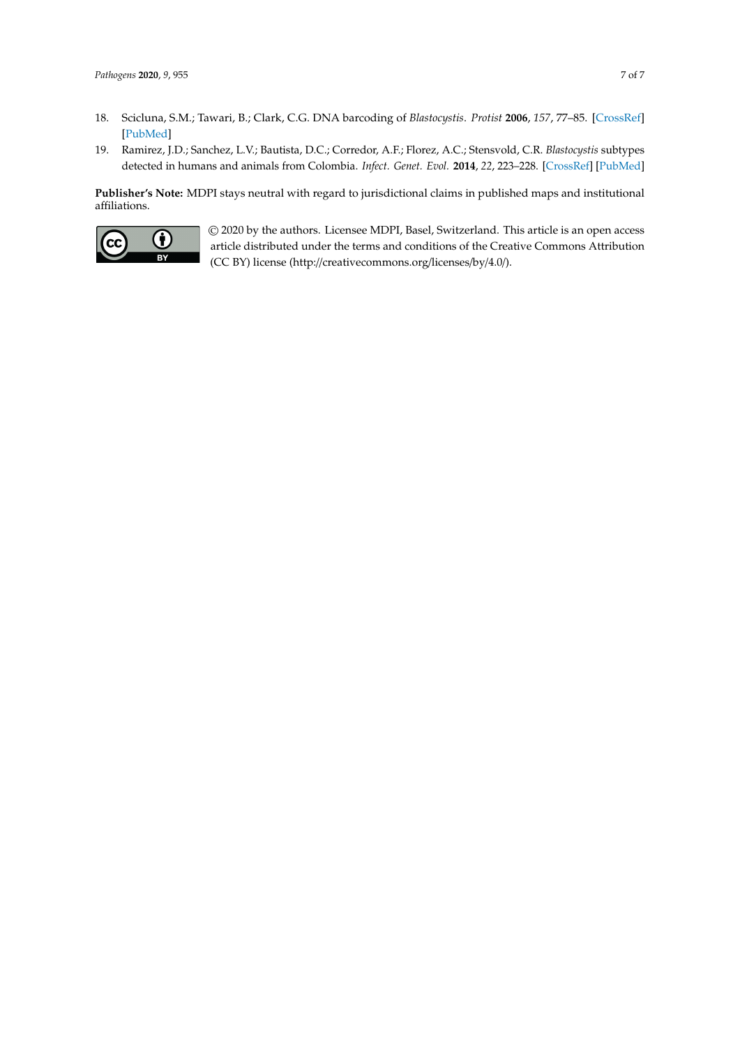18. Scicluna, S.M.; Tawari, B.; Clark, C.G. DNA barcoding of *Blastocystis*. *Protist* **2006**, *157*, 77–85. [CrossRef] [PubMed]
19. Ramirez, J.D.; Sanchez, L.V.; Bautista, D.C.; Corredor, A.F.; Florez, A.C.; Stensvold, C.R. *Blastocystis* subtypes detected in humans and animals from Colombia. *Infect. Genet. Evol.* **2014**, *22*, 223–228. [CrossRef] [PubMed]

**Publisher's Note:** MDPI stays neutral with regard to jurisdictional claims in published maps and institutional affiliations.

© 2020 by the authors. Licensee MDPI, Basel, Switzerland. This article is an open access article distributed under the terms and conditions of the Creative Commons Attribution (CC BY) license (http://creativecommons.org/licenses/by/4.0/).